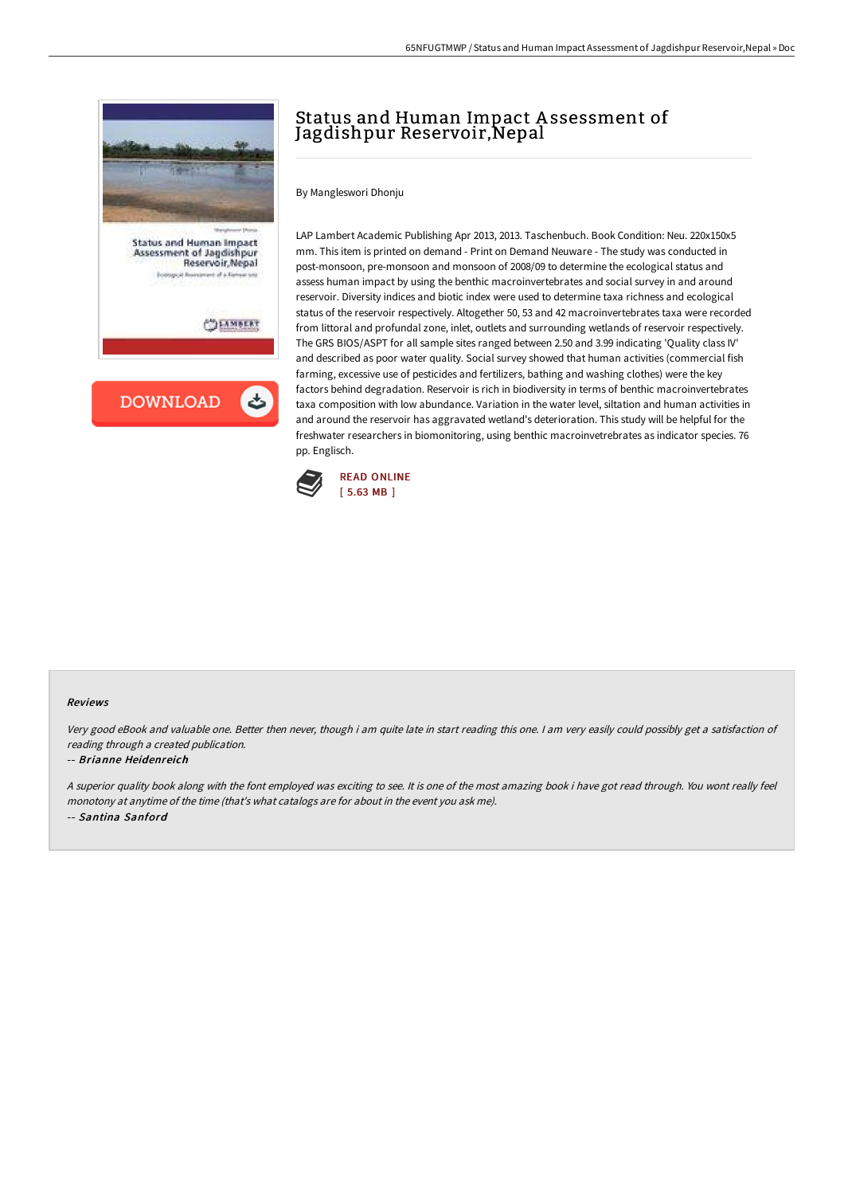# Status and Human Impact Assessment of Jagdishpur Reservoir,Nepal

By Mangleswori Dhonju

LAP Lambert Academic Publishing Apr 2013, 2013. Taschenbuch. Book Condition: Neu. 220x150x5 mm. This item is printed on demand - Print on Demand Neuware - The study was conducted in post-monsoon, pre-monsoon and monsoon of 2008/09 to determine the ecological status and assess human impact by using the benthic macroinvertebrates and social survey in and around reservoir. Diversity indices and biotic index were used to determine taxa richness and ecological status of the reservoir respectively. Altogether 50, 53 and 42 macroinvertebrates taxa were recorded from littoral and profundal zone, inlet, outlets and surrounding wetlands of reservoir respectively. The GRS BIOS/ASPT for all sample sites ranged between 2.50 and 3.99 indicating 'Quality class IV' and described as poor water quality. Social survey showed that human activities (commercial fish farming, excessive use of pesticides and fertilizers, bathing and washing clothes) were the key factors behind degradation. Reservoir is rich in biodiversity in terms of benthic macroinvertebrates taxa composition with low abundance. Variation in the water level, siltation and human activities in and around the reservoir has aggravated wetland's deterioration. This study will be helpful for the freshwater researchers in biomonitoring, using benthic macroinvetrebrates as indicator species. 76 pp. Englisch.

READ ONLINE
[ 5.63 MB ]

## Reviews

*Very good eBook and valuable one. Better then never, though i am quite late in start reading this one. I am very easily could possibly get a satisfaction of reading through a created publication.*

-- ***Brianne Heidenreich***

*A superior quality book along with the font employed was exciting to see. It is one of the most amazing book i have got read through. You wont really feel monotony at anytime of the time (that's what catalogs are for about in the event you ask me).*

-- ***Santina Sanford***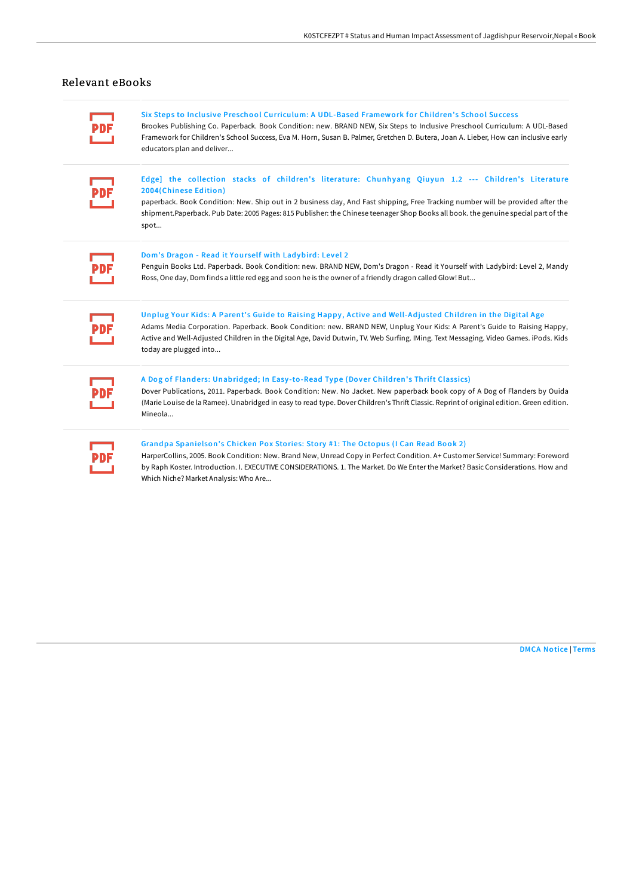## Relevant eBooks

**Six Steps to Inclusive Preschool Curriculum: A UDL-Based Framework for Children's School Success**

Brookes Publishing Co. Paperback. Book Condition: new. BRAND NEW, Six Steps to Inclusive Preschool Curriculum: A UDL-Based Framework for Children's School Success, Eva M. Horn, Susan B. Palmer, Gretchen D. Butera, Joan A. Lieber, How can inclusive early educators plan and deliver...

**Edge] the collection stacks of children's literature: Chunhyang Qiuyun 1.2 --- Children's Literature 2004(Chinese Edition)**

paperback. Book Condition: New. Ship out in 2 business day, And Fast shipping, Free Tracking number will be provided after the shipment.Paperback. Pub Date: 2005 Pages: 815 Publisher: the Chinese teenager Shop Books all book. the genuine special part of the spot...

**Dom's Dragon - Read it Yourself with Ladybird: Level 2**

Penguin Books Ltd. Paperback. Book Condition: new. BRAND NEW, Dom's Dragon - Read it Yourself with Ladybird: Level 2, Mandy Ross, One day, Dom finds a little red egg and soon he is the owner of a friendly dragon called Glow! But...

**Unplug Your Kids: A Parent's Guide to Raising Happy, Active and Well-Adjusted Children in the Digital Age**

Adams Media Corporation. Paperback. Book Condition: new. BRAND NEW, Unplug Your Kids: A Parent's Guide to Raising Happy, Active and Well-Adjusted Children in the Digital Age, David Dutwin, TV. Web Surfing. IMing. Text Messaging. Video Games. iPods. Kids today are plugged into...

**A Dog of Flanders: Unabridged; In Easy-to-Read Type (Dover Children's Thrift Classics)**

Dover Publications, 2011. Paperback. Book Condition: New. No Jacket. New paperback book copy of A Dog of Flanders by Ouida (Marie Louise de la Ramee). Unabridged in easy to read type. Dover Children's Thrift Classic. Reprint of original edition. Green edition. Mineola...

**Grandpa Spanielson's Chicken Pox Stories: Story #1: The Octopus (I Can Read Book 2)**

HarperCollins, 2005. Book Condition: New. Brand New, Unread Copy in Perfect Condition. A+ Customer Service! Summary: Foreword by Raph Koster. Introduction. I. EXECUTIVE CONSIDERATIONS. 1. The Market. Do We Enter the Market? Basic Considerations. How and Which Niche? Market Analysis: Who Are...